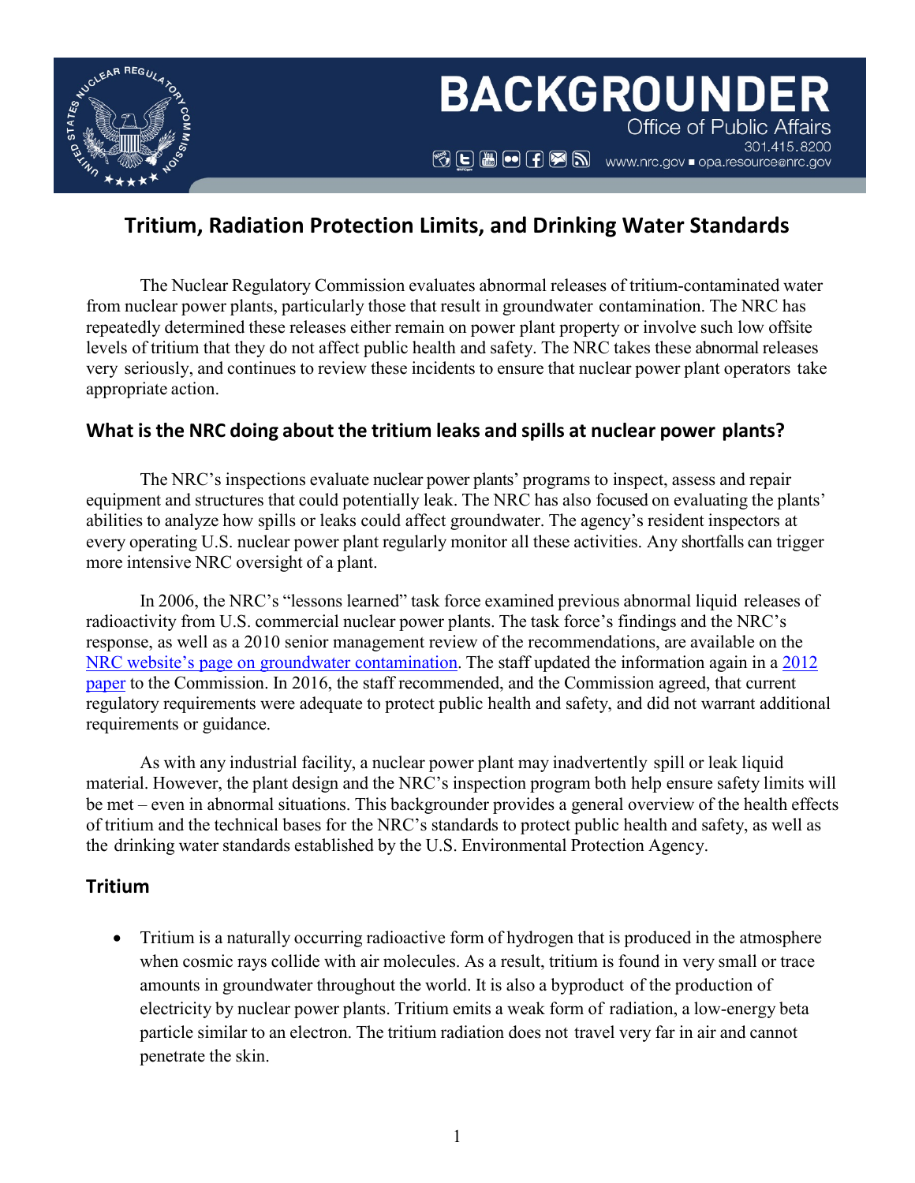# BACKGROUNDER

Office of Public Affairs

301.415.8200

www.nrc.gov ■ opa.resource@nrc.gov

## Tritium, Radiation Protection Limits, and Drinking Water Standards

The Nuclear Regulatory Commission evaluates abnormal releases of tritium-contaminated water from nuclear power plants, particularly those that result in groundwater contamination. The NRC has repeatedly determined these releases either remain on power plant property or involve such low offsite levels of tritium that they do not affect public health and safety. The NRC takes these abnormal releases very seriously, and continues to review these incidents to ensure that nuclear power plant operators take appropriate action.

### What is the NRC doing about the tritium leaks and spills at nuclear power plants?

The NRC's inspections evaluate nuclear power plants' programs to inspect, assess and repair equipment and structures that could potentially leak. The NRC has also focused on evaluating the plants' abilities to analyze how spills or leaks could affect groundwater. The agency's resident inspectors at every operating U.S. nuclear power plant regularly monitor all these activities. Any shortfalls can trigger more intensive NRC oversight of a plant.

In 2006, the NRC's "lessons learned" task force examined previous abnormal liquid releases of radioactivity from U.S. commercial nuclear power plants. The task force's findings and the NRC's response, as well as a 2010 senior management review of the recommendations, are available on the NRC website's page on groundwater contamination. The staff updated the information again in a 2012 paper to the Commission. In 2016, the staff recommended, and the Commission agreed, that current regulatory requirements were adequate to protect public health and safety, and did not warrant additional requirements or guidance.

As with any industrial facility, a nuclear power plant may inadvertently spill or leak liquid material. However, the plant design and the NRC's inspection program both help ensure safety limits will be met – even in abnormal situations. This backgrounder provides a general overview of the health effects of tritium and the technical bases for the NRC's standards to protect public health and safety, as well as the drinking water standards established by the U.S. Environmental Protection Agency.

### Tritium

- Tritium is a naturally occurring radioactive form of hydrogen that is produced in the atmosphere when cosmic rays collide with air molecules. As a result, tritium is found in very small or trace amounts in groundwater throughout the world. It is also a byproduct of the production of electricity by nuclear power plants. Tritium emits a weak form of radiation, a low-energy beta particle similar to an electron. The tritium radiation does not travel very far in air and cannot penetrate the skin.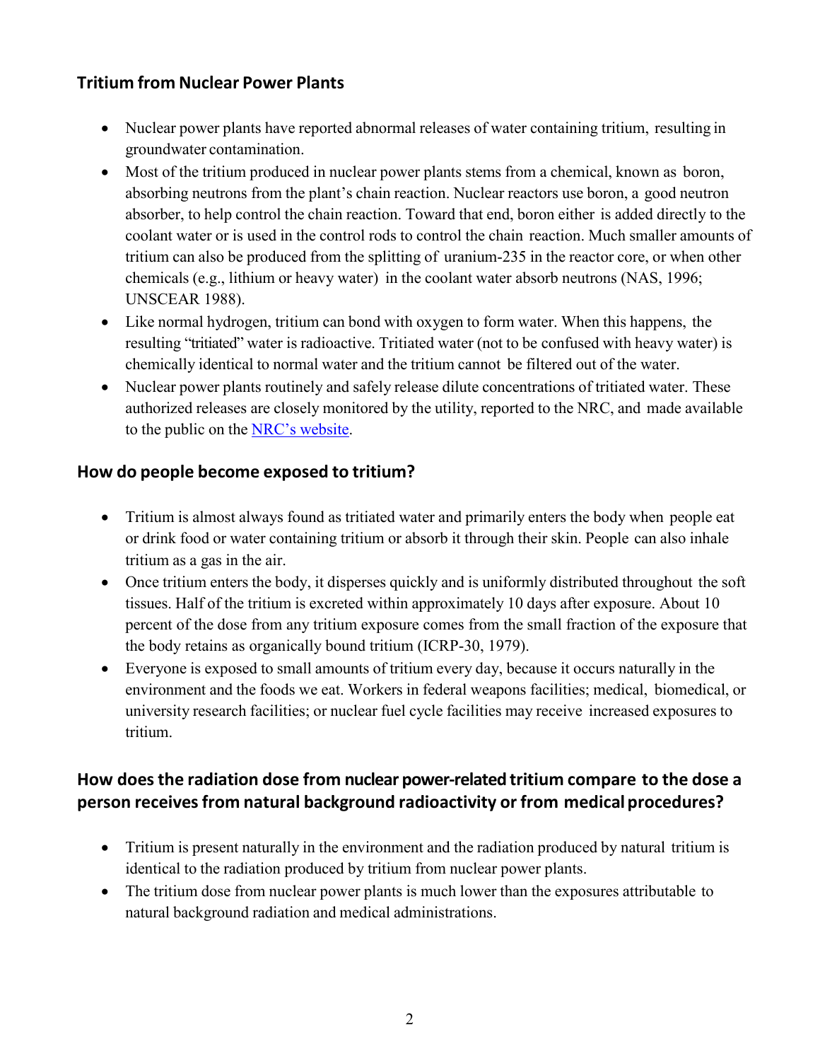## Tritium from Nuclear Power Plants

- Nuclear power plants have reported abnormal releases of water containing tritium, resulting in groundwater contamination.
- Most of the tritium produced in nuclear power plants stems from a chemical, known as boron, absorbing neutrons from the plant's chain reaction. Nuclear reactors use boron, a good neutron absorber, to help control the chain reaction. Toward that end, boron either is added directly to the coolant water or is used in the control rods to control the chain reaction. Much smaller amounts of tritium can also be produced from the splitting of uranium-235 in the reactor core, or when other chemicals (e.g., lithium or heavy water) in the coolant water absorb neutrons (NAS, 1996; UNSCEAR 1988).
- Like normal hydrogen, tritium can bond with oxygen to form water. When this happens, the resulting "tritiated" water is radioactive. Tritiated water (not to be confused with heavy water) is chemically identical to normal water and the tritium cannot be filtered out of the water.
- Nuclear power plants routinely and safely release dilute concentrations of tritiated water. These authorized releases are closely monitored by the utility, reported to the NRC, and made available to the public on the [NRC's website](NRC's website).

## How do people become exposed to tritium?

- Tritium is almost always found as tritiated water and primarily enters the body when people eat or drink food or water containing tritium or absorb it through their skin. People can also inhale tritium as a gas in the air.
- Once tritium enters the body, it disperses quickly and is uniformly distributed throughout the soft tissues. Half of the tritium is excreted within approximately 10 days after exposure. About 10 percent of the dose from any tritium exposure comes from the small fraction of the exposure that the body retains as organically bound tritium (ICRP-30, 1979).
- Everyone is exposed to small amounts of tritium every day, because it occurs naturally in the environment and the foods we eat. Workers in federal weapons facilities; medical, biomedical, or university research facilities; or nuclear fuel cycle facilities may receive increased exposures to tritium.

## How does the radiation dose from nuclear power-related tritium compare to the dose a person receives from natural background radioactivity or from medical procedures?

- Tritium is present naturally in the environment and the radiation produced by natural tritium is identical to the radiation produced by tritium from nuclear power plants.
- The tritium dose from nuclear power plants is much lower than the exposures attributable to natural background radiation and medical administrations.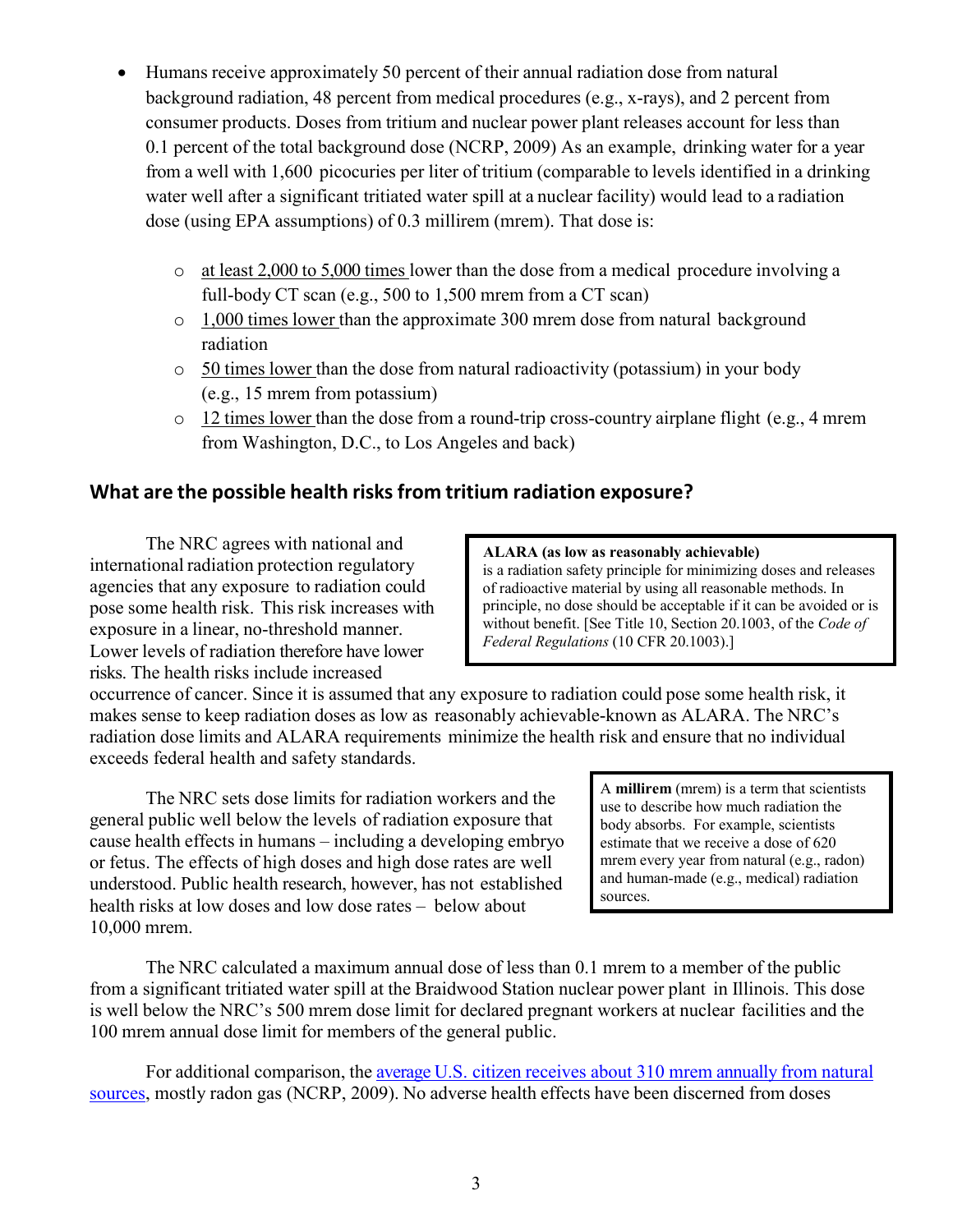- Humans receive approximately 50 percent of their annual radiation dose from natural background radiation, 48 percent from medical procedures (e.g., x-rays), and 2 percent from consumer products. Doses from tritium and nuclear power plant releases account for less than 0.1 percent of the total background dose (NCRP, 2009) As an example, drinking water for a year from a well with 1,600 picocuries per liter of tritium (comparable to levels identified in a drinking water well after a significant tritiated water spill at a nuclear facility) would lead to a radiation dose (using EPA assumptions) of 0.3 millirem (mrem). That dose is:
  - at least 2,000 to 5,000 times lower than the dose from a medical procedure involving a full-body CT scan (e.g., 500 to 1,500 mrem from a CT scan)
  - 1,000 times lower than the approximate 300 mrem dose from natural background radiation
  - 50 times lower than the dose from natural radioactivity (potassium) in your body (e.g., 15 mrem from potassium)
  - 12 times lower than the dose from a round-trip cross-country airplane flight (e.g., 4 mrem from Washington, D.C., to Los Angeles and back)

## What are the possible health risks from tritium radiation exposure?

> **ALARA (as low as reasonably achievable)** is a radiation safety principle for minimizing doses and releases of radioactive material by using all reasonable methods. In principle, no dose should be acceptable if it can be avoided or is without benefit. [See Title 10, Section 20.1003, of the *Code of Federal Regulations* (10 CFR 20.1003).]

The NRC agrees with national and international radiation protection regulatory agencies that any exposure to radiation could pose some health risk. This risk increases with exposure in a linear, no-threshold manner. Lower levels of radiation therefore have lower risks. The health risks include increased occurrence of cancer. Since it is assumed that any exposure to radiation could pose some health risk, it makes sense to keep radiation doses as low as reasonably achievable-known as ALARA. The NRC's radiation dose limits and ALARA requirements minimize the health risk and ensure that no individual exceeds federal health and safety standards.

> A **millirem** (mrem) is a term that scientists use to describe how much radiation the body absorbs. For example, scientists estimate that we receive a dose of 620 mrem every year from natural (e.g., radon) and human-made (e.g., medical) radiation sources.

The NRC sets dose limits for radiation workers and the general public well below the levels of radiation exposure that cause health effects in humans – including a developing embryo or fetus. The effects of high doses and high dose rates are well understood. Public health research, however, has not established health risks at low doses and low dose rates – below about 10,000 mrem.

The NRC calculated a maximum annual dose of less than 0.1 mrem to a member of the public from a significant tritiated water spill at the Braidwood Station nuclear power plant in Illinois. This dose is well below the NRC's 500 mrem dose limit for declared pregnant workers at nuclear facilities and the 100 mrem annual dose limit for members of the general public.

For additional comparison, the average U.S. citizen receives about 310 mrem annually from natural sources, mostly radon gas (NCRP, 2009). No adverse health effects have been discerned from doses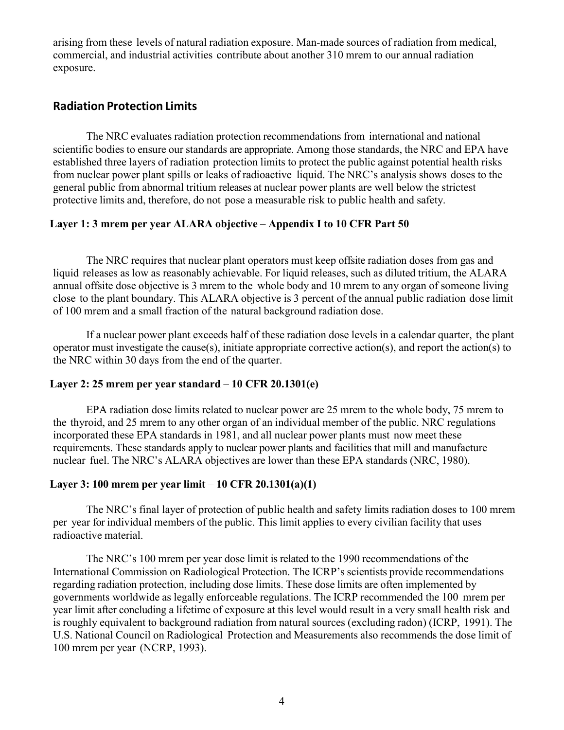arising from these levels of natural radiation exposure. Man-made sources of radiation from medical, commercial, and industrial activities contribute about another 310 mrem to our annual radiation exposure.

## Radiation Protection Limits

The NRC evaluates radiation protection recommendations from international and national scientific bodies to ensure our standards are appropriate. Among those standards, the NRC and EPA have established three layers of radiation protection limits to protect the public against potential health risks from nuclear power plant spills or leaks of radioactive liquid. The NRC's analysis shows doses to the general public from abnormal tritium releases at nuclear power plants are well below the strictest protective limits and, therefore, do not pose a measurable risk to public health and safety.

### Layer 1: 3 mrem per year ALARA objective – Appendix I to 10 CFR Part 50

The NRC requires that nuclear plant operators must keep offsite radiation doses from gas and liquid releases as low as reasonably achievable. For liquid releases, such as diluted tritium, the ALARA annual offsite dose objective is 3 mrem to the whole body and 10 mrem to any organ of someone living close to the plant boundary. This ALARA objective is 3 percent of the annual public radiation dose limit of 100 mrem and a small fraction of the natural background radiation dose.

If a nuclear power plant exceeds half of these radiation dose levels in a calendar quarter, the plant operator must investigate the cause(s), initiate appropriate corrective action(s), and report the action(s) to the NRC within 30 days from the end of the quarter.

### Layer 2: 25 mrem per year standard – 10 CFR 20.1301(e)

EPA radiation dose limits related to nuclear power are 25 mrem to the whole body, 75 mrem to the thyroid, and 25 mrem to any other organ of an individual member of the public. NRC regulations incorporated these EPA standards in 1981, and all nuclear power plants must now meet these requirements. These standards apply to nuclear power plants and facilities that mill and manufacture nuclear fuel. The NRC's ALARA objectives are lower than these EPA standards (NRC, 1980).

### Layer 3: 100 mrem per year limit – 10 CFR 20.1301(a)(1)

The NRC's final layer of protection of public health and safety limits radiation doses to 100 mrem per year for individual members of the public. This limit applies to every civilian facility that uses radioactive material.

The NRC's 100 mrem per year dose limit is related to the 1990 recommendations of the International Commission on Radiological Protection. The ICRP's scientists provide recommendations regarding radiation protection, including dose limits. These dose limits are often implemented by governments worldwide as legally enforceable regulations. The ICRP recommended the 100 mrem per year limit after concluding a lifetime of exposure at this level would result in a very small health risk and is roughly equivalent to background radiation from natural sources (excluding radon) (ICRP, 1991). The U.S. National Council on Radiological Protection and Measurements also recommends the dose limit of 100 mrem per year (NCRP, 1993).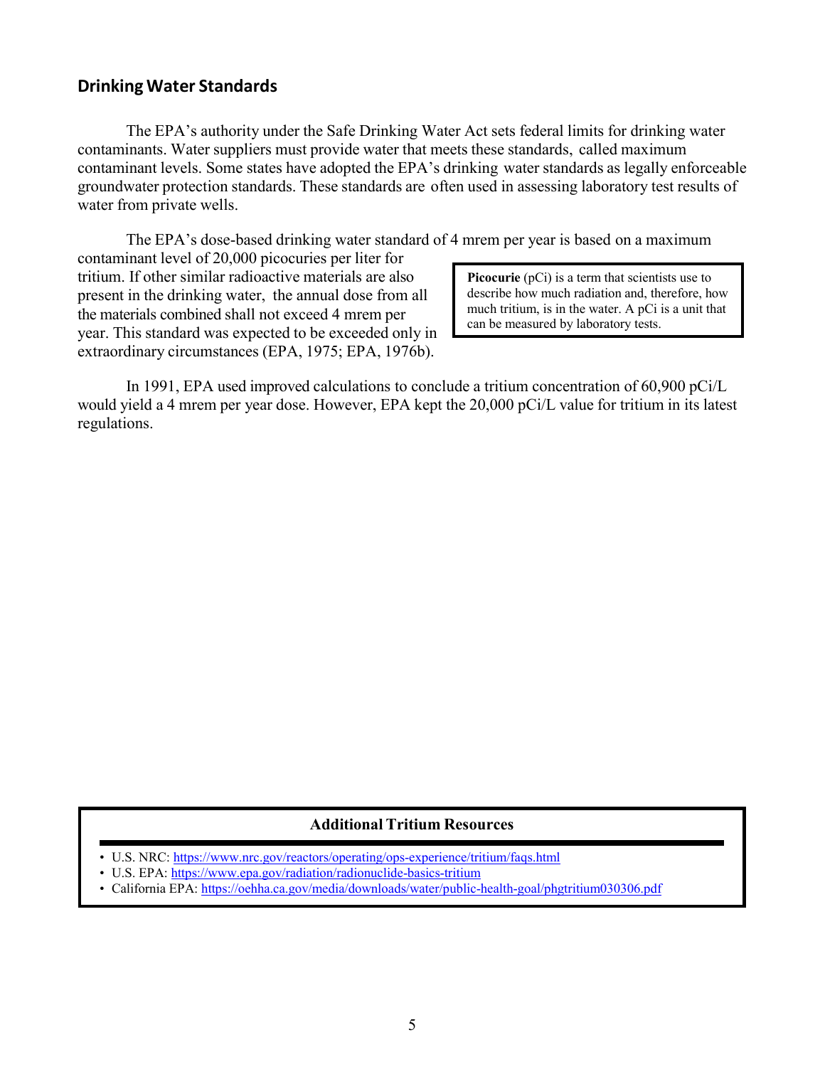## Drinking Water Standards

The EPA's authority under the Safe Drinking Water Act sets federal limits for drinking water contaminants. Water suppliers must provide water that meets these standards, called maximum contaminant levels. Some states have adopted the EPA's drinking water standards as legally enforceable groundwater protection standards. These standards are often used in assessing laboratory test results of water from private wells.

The EPA's dose-based drinking water standard of 4 mrem per year is based on a maximum contaminant level of 20,000 picocuries per liter for tritium. If other similar radioactive materials are also present in the drinking water, the annual dose from all the materials combined shall not exceed 4 mrem per year. This standard was expected to be exceeded only in extraordinary circumstances (EPA, 1975; EPA, 1976b).

> **Picocurie** (pCi) is a term that scientists use to describe how much radiation and, therefore, how much tritium, is in the water. A pCi is a unit that can be measured by laboratory tests.

In 1991, EPA used improved calculations to conclude a tritium concentration of 60,900 pCi/L would yield a 4 mrem per year dose. However, EPA kept the 20,000 pCi/L value for tritium in its latest regulations.

### Additional Tritium Resources

- U.S. NRC: https://www.nrc.gov/reactors/operating/ops-experience/tritium/faqs.html
- U.S. EPA: https://www.epa.gov/radiation/radionuclide-basics-tritium
- California EPA: https://oehha.ca.gov/media/downloads/water/public-health-goal/phgtritium030306.pdf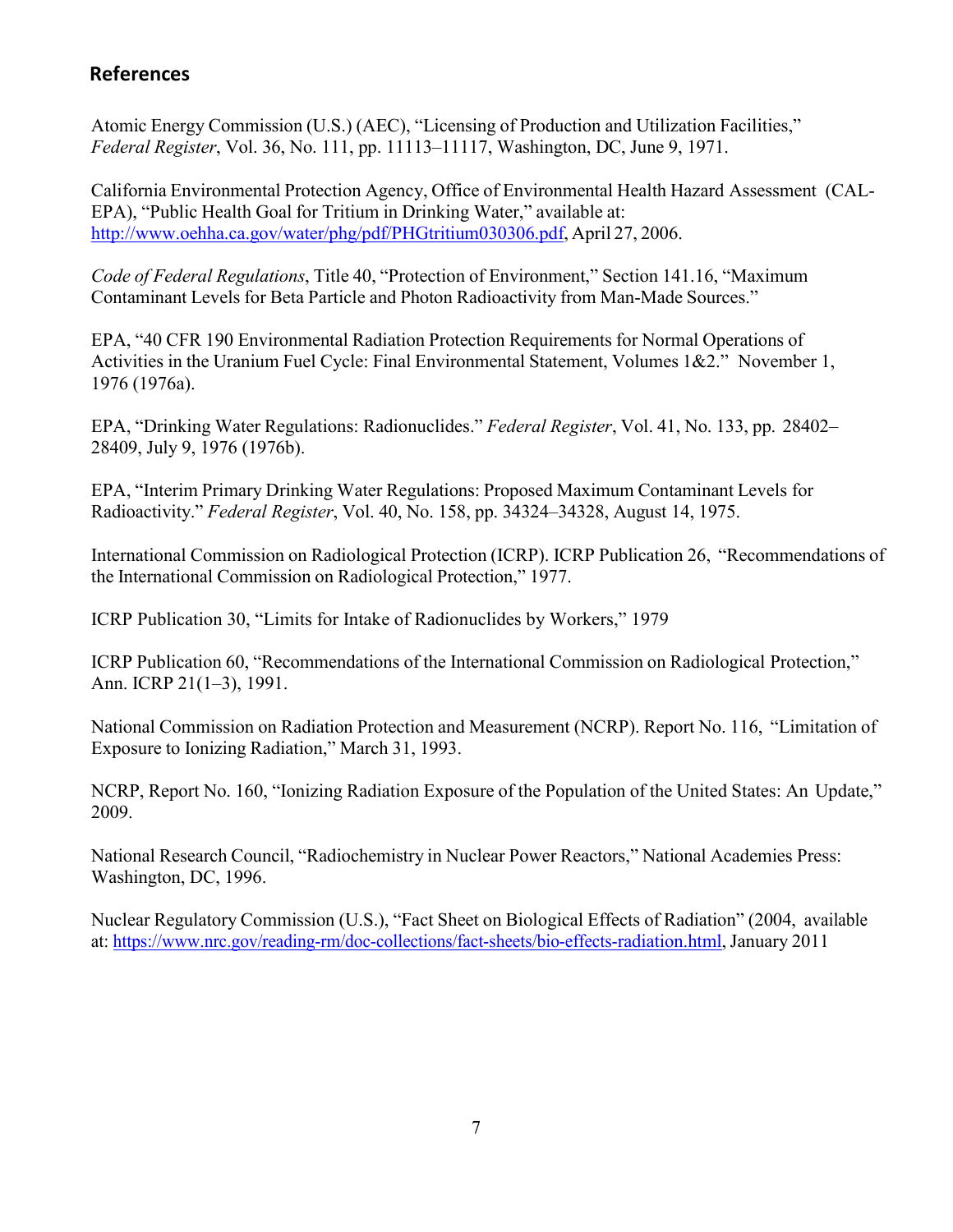## References

Atomic Energy Commission (U.S.) (AEC), "Licensing of Production and Utilization Facilities," *Federal Register*, Vol. 36, No. 111, pp. 11113–11117, Washington, DC, June 9, 1971.

California Environmental Protection Agency, Office of Environmental Health Hazard Assessment (CAL-EPA), "Public Health Goal for Tritium in Drinking Water," available at: http://www.oehha.ca.gov/water/phg/pdf/PHGtritium030306.pdf, April 27, 2006.

*Code of Federal Regulations*, Title 40, "Protection of Environment," Section 141.16, "Maximum Contaminant Levels for Beta Particle and Photon Radioactivity from Man-Made Sources."

EPA, "40 CFR 190 Environmental Radiation Protection Requirements for Normal Operations of Activities in the Uranium Fuel Cycle: Final Environmental Statement, Volumes 1&2." November 1, 1976 (1976a).

EPA, "Drinking Water Regulations: Radionuclides." *Federal Register*, Vol. 41, No. 133, pp. 28402–28409, July 9, 1976 (1976b).

EPA, "Interim Primary Drinking Water Regulations: Proposed Maximum Contaminant Levels for Radioactivity." *Federal Register*, Vol. 40, No. 158, pp. 34324–34328, August 14, 1975.

International Commission on Radiological Protection (ICRP). ICRP Publication 26, "Recommendations of the International Commission on Radiological Protection," 1977.

ICRP Publication 30, "Limits for Intake of Radionuclides by Workers," 1979

ICRP Publication 60, "Recommendations of the International Commission on Radiological Protection," Ann. ICRP 21(1–3), 1991.

National Commission on Radiation Protection and Measurement (NCRP). Report No. 116, "Limitation of Exposure to Ionizing Radiation," March 31, 1993.

NCRP, Report No. 160, "Ionizing Radiation Exposure of the Population of the United States: An Update," 2009.

National Research Council, "Radiochemistry in Nuclear Power Reactors," National Academies Press: Washington, DC, 1996.

Nuclear Regulatory Commission (U.S.), "Fact Sheet on Biological Effects of Radiation" (2004, available at: https://www.nrc.gov/reading-rm/doc-collections/fact-sheets/bio-effects-radiation.html, January 2011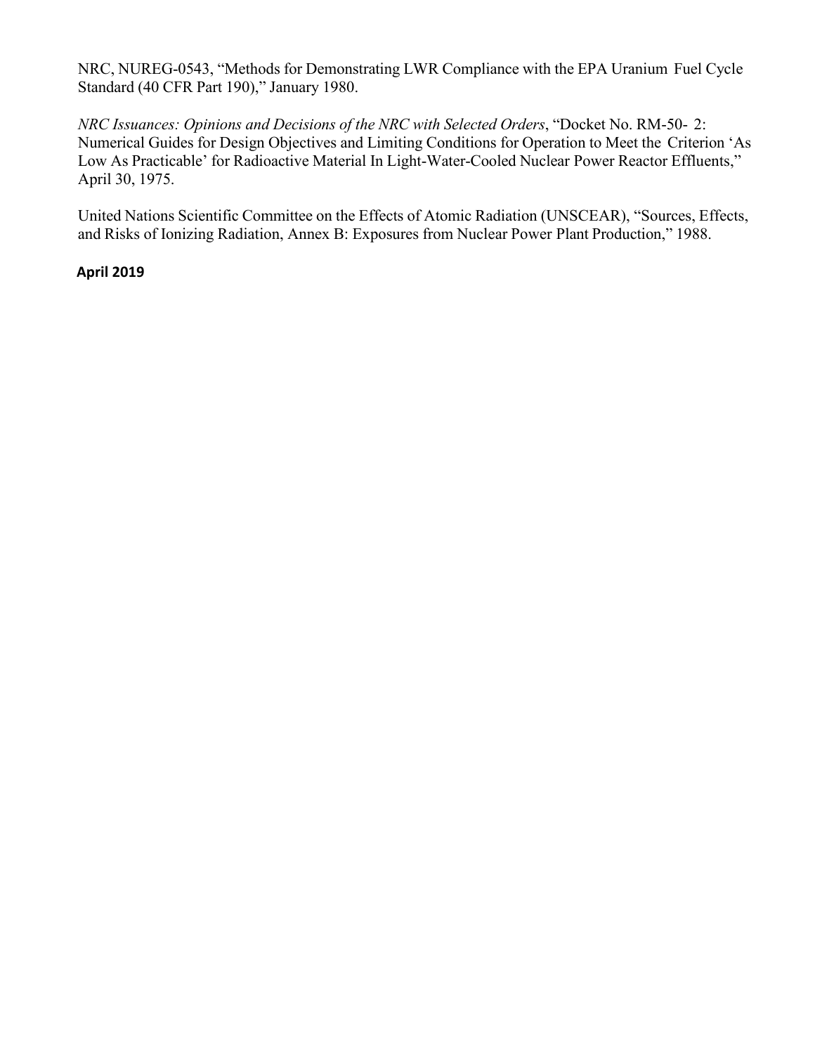NRC, NUREG-0543, “Methods for Demonstrating LWR Compliance with the EPA Uranium Fuel Cycle Standard (40 CFR Part 190),” January 1980.

*NRC Issuances: Opinions and Decisions of the NRC with Selected Orders*, “Docket No. RM-50- 2: Numerical Guides for Design Objectives and Limiting Conditions for Operation to Meet the Criterion ‘As Low As Practicable’ for Radioactive Material In Light-Water-Cooled Nuclear Power Reactor Effluents,” April 30, 1975.

United Nations Scientific Committee on the Effects of Atomic Radiation (UNSCEAR), “Sources, Effects, and Risks of Ionizing Radiation, Annex B: Exposures from Nuclear Power Plant Production,” 1988.

**April 2019**